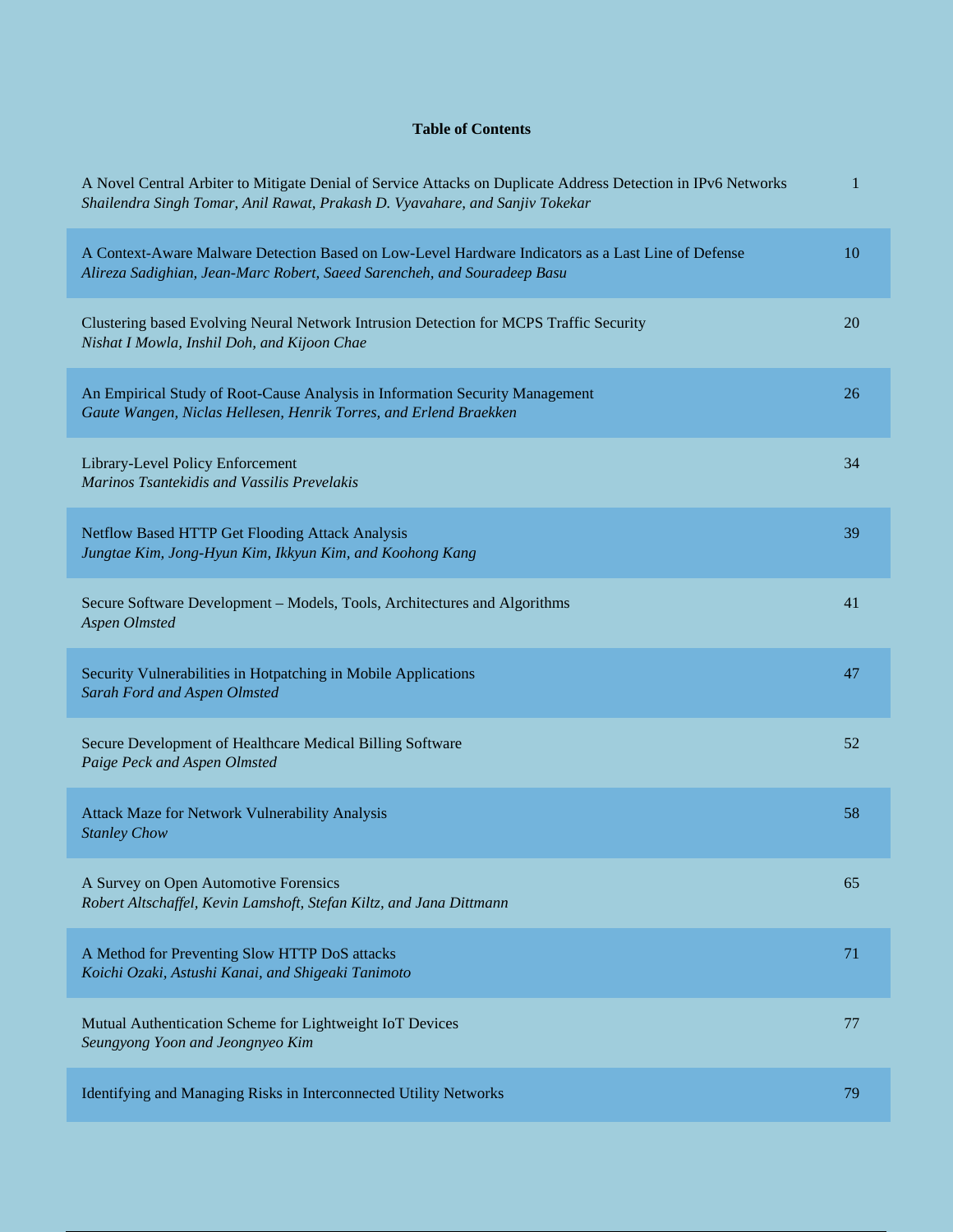# Table of Contents

| | |
|---|---|
| A Novel Central Arbiter to Mitigate Denial of Service Attacks on Duplicate Address Detection in IPv6 Networks<br>*Shailendra Singh Tomar, Anil Rawat, Prakash D. Vyavahare, and Sanjiv Tokekar* | 1 |
| A Context-Aware Malware Detection Based on Low-Level Hardware Indicators as a Last Line of Defense<br>*Alireza Sadighian, Jean-Marc Robert, Saeed Sarencheh, and Souradeep Basu* | 10 |
| Clustering based Evolving Neural Network Intrusion Detection for MCPS Traffic Security<br>*Nishat I Mowla, Inshil Doh, and Kijoon Chae* | 20 |
| An Empirical Study of Root-Cause Analysis in Information Security Management<br>*Gaute Wangen, Niclas Hellesen, Henrik Torres, and Erlend Braekken* | 26 |
| Library-Level Policy Enforcement<br>*Marinos Tsantekidis and Vassilis Prevelakis* | 34 |
| Netflow Based HTTP Get Flooding Attack Analysis<br>*Jungtae Kim, Jong-Hyun Kim, Ikkyun Kim, and Koohong Kang* | 39 |
| Secure Software Development – Models, Tools, Architectures and Algorithms<br>*Aspen Olmsted* | 41 |
| Security Vulnerabilities in Hotpatching in Mobile Applications<br>*Sarah Ford and Aspen Olmsted* | 47 |
| Secure Development of Healthcare Medical Billing Software<br>*Paige Peck and Aspen Olmsted* | 52 |
| Attack Maze for Network Vulnerability Analysis<br>*Stanley Chow* | 58 |
| A Survey on Open Automotive Forensics<br>*Robert Altschaffel, Kevin Lamshoft, Stefan Kiltz, and Jana Dittmann* | 65 |
| A Method for Preventing Slow HTTP DoS attacks<br>*Koichi Ozaki, Astushi Kanai, and Shigeaki Tanimoto* | 71 |
| Mutual Authentication Scheme for Lightweight IoT Devices<br>*Seungyong Yoon and Jeongnyeo Kim* | 77 |
| Identifying and Managing Risks in Interconnected Utility Networks | 79 |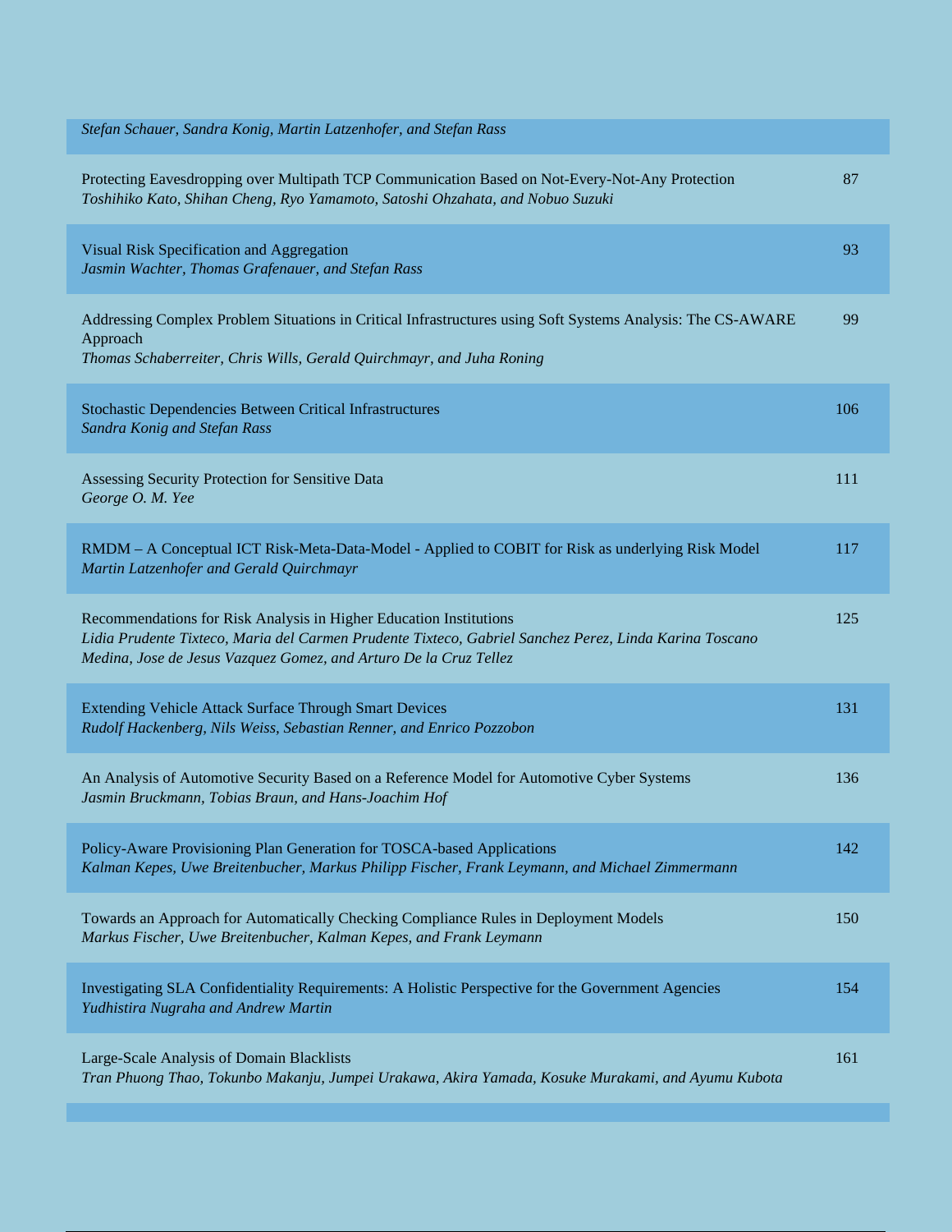*Stefan Schauer, Sandra Konig, Martin Latzenhofer, and Stefan Rass*

Protecting Eavesdropping over Multipath TCP Communication Based on Not-Every-Not-Any Protection — 87
*Toshihiko Kato, Shihan Cheng, Ryo Yamamoto, Satoshi Ohzahata, and Nobuo Suzuki*

Visual Risk Specification and Aggregation — 93
*Jasmin Wachter, Thomas Grafenauer, and Stefan Rass*

Addressing Complex Problem Situations in Critical Infrastructures using Soft Systems Analysis: The CS-AWARE Approach — 99
*Thomas Schaberreiter, Chris Wills, Gerald Quirchmayr, and Juha Roning*

Stochastic Dependencies Between Critical Infrastructures — 106
*Sandra Konig and Stefan Rass*

Assessing Security Protection for Sensitive Data — 111
*George O. M. Yee*

RMDM – A Conceptual ICT Risk-Meta-Data-Model - Applied to COBIT for Risk as underlying Risk Model — 117
*Martin Latzenhofer and Gerald Quirchmayr*

Recommendations for Risk Analysis in Higher Education Institutions — 125
*Lidia Prudente Tixteco, Maria del Carmen Prudente Tixteco, Gabriel Sanchez Perez, Linda Karina Toscano Medina, Jose de Jesus Vazquez Gomez, and Arturo De la Cruz Tellez*

Extending Vehicle Attack Surface Through Smart Devices — 131
*Rudolf Hackenberg, Nils Weiss, Sebastian Renner, and Enrico Pozzobon*

An Analysis of Automotive Security Based on a Reference Model for Automotive Cyber Systems — 136
*Jasmin Bruckmann, Tobias Braun, and Hans-Joachim Hof*

Policy-Aware Provisioning Plan Generation for TOSCA-based Applications — 142
*Kalman Kepes, Uwe Breitenbucher, Markus Philipp Fischer, Frank Leymann, and Michael Zimmermann*

Towards an Approach for Automatically Checking Compliance Rules in Deployment Models — 150
*Markus Fischer, Uwe Breitenbucher, Kalman Kepes, and Frank Leymann*

Investigating SLA Confidentiality Requirements: A Holistic Perspective for the Government Agencies — 154
*Yudhistira Nugraha and Andrew Martin*

Large-Scale Analysis of Domain Blacklists — 161
*Tran Phuong Thao, Tokunbo Makanju, Jumpei Urakawa, Akira Yamada, Kosuke Murakami, and Ayumu Kubota*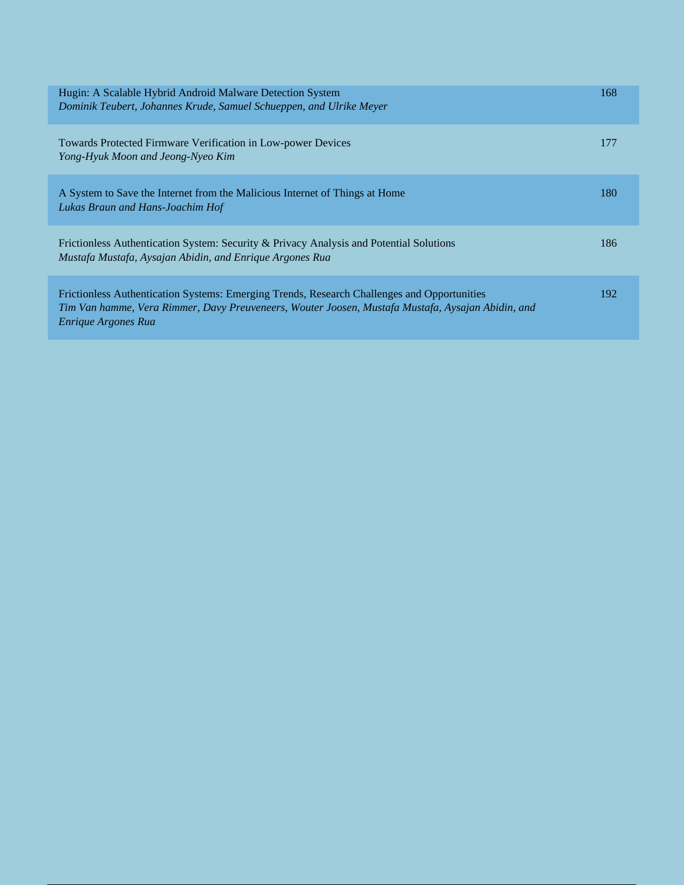Hugin: A Scalable Hybrid Android Malware Detection System — 168
*Dominik Teubert, Johannes Krude, Samuel Schueppen, and Ulrike Meyer*

Towards Protected Firmware Verification in Low-power Devices — 177
*Yong-Hyuk Moon and Jeong-Nyeo Kim*

A System to Save the Internet from the Malicious Internet of Things at Home — 180
*Lukas Braun and Hans-Joachim Hof*

Frictionless Authentication System: Security & Privacy Analysis and Potential Solutions — 186
*Mustafa Mustafa, Aysajan Abidin, and Enrique Argones Rua*

Frictionless Authentication Systems: Emerging Trends, Research Challenges and Opportunities — 192
*Tim Van hamme, Vera Rimmer, Davy Preuveneers, Wouter Joosen, Mustafa Mustafa, Aysajan Abidin, and Enrique Argones Rua*